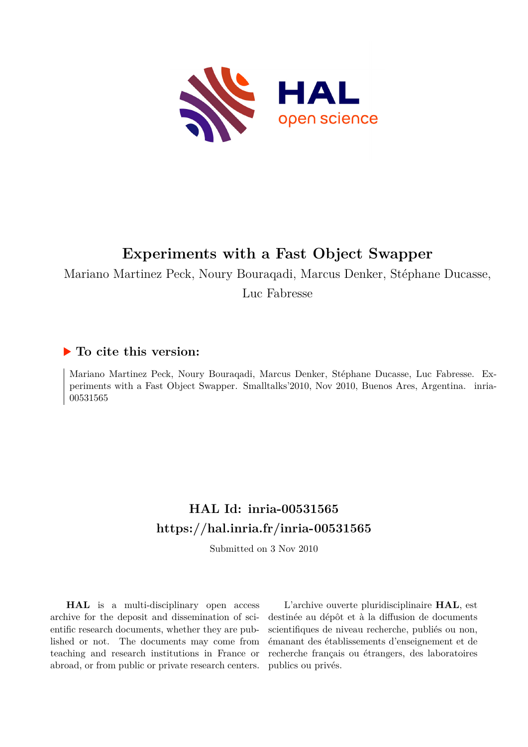# Experiments with a Fast Object Swapper

Mariano Martinez Peck, Noury Bouraqadi, Marcus Denker, Stéphane Ducasse, Luc Fabresse

## ▶ To cite this version:

Mariano Martinez Peck, Noury Bouraqadi, Marcus Denker, Stéphane Ducasse, Luc Fabresse. Experiments with a Fast Object Swapper. Smalltalks'2010, Nov 2010, Buenos Ares, Argentina. inria-00531565

## HAL Id: inria-00531565
## https://hal.inria.fr/inria-00531565

Submitted on 3 Nov 2010

**HAL** is a multi-disciplinary open access archive for the deposit and dissemination of scientific research documents, whether they are published or not. The documents may come from teaching and research institutions in France or abroad, or from public or private research centers.

L'archive ouverte pluridisciplinaire **HAL**, est destinée au dépôt et à la diffusion de documents scientifiques de niveau recherche, publiés ou non, émanant des établissements d'enseignement et de recherche français ou étrangers, des laboratoires publics ou privés.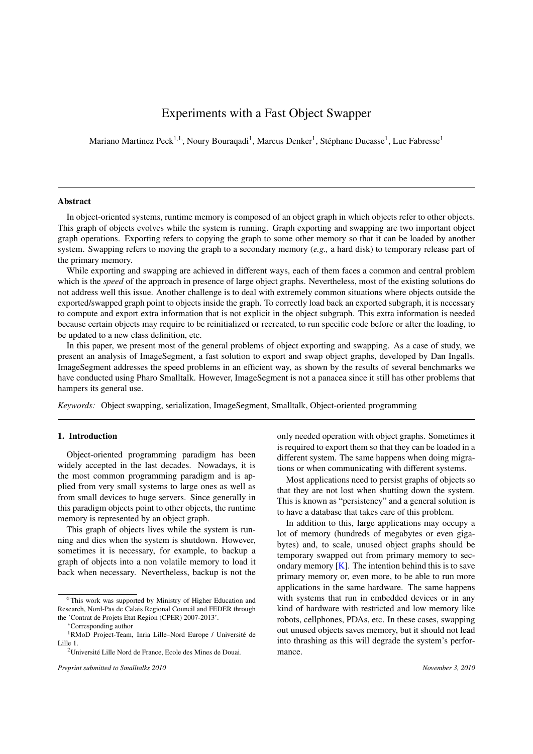# Experiments with a Fast Object Swapper

Mariano Martinez Peck[1,1,], Noury Bouraqadi[1], Marcus Denker[1], Stéphane Ducasse[1], Luc Fabresse[1]

## Abstract

In object-oriented systems, runtime memory is composed of an object graph in which objects refer to other objects. This graph of objects evolves while the system is running. Graph exporting and swapping are two important object graph operations. Exporting refers to copying the graph to some other memory so that it can be loaded by another system. Swapping refers to moving the graph to a secondary memory (*e.g.,* a hard disk) to temporary release part of the primary memory.

While exporting and swapping are achieved in different ways, each of them faces a common and central problem which is the *speed* of the approach in presence of large object graphs. Nevertheless, most of the existing solutions do not address well this issue. Another challenge is to deal with extremely common situations where objects outside the exported/swapped graph point to objects inside the graph. To correctly load back an exported subgraph, it is necessary to compute and export extra information that is not explicit in the object subgraph. This extra information is needed because certain objects may require to be reinitialized or recreated, to run specific code before or after the loading, to be updated to a new class definition, etc.

In this paper, we present most of the general problems of object exporting and swapping. As a case of study, we present an analysis of ImageSegment, a fast solution to export and swap object graphs, developed by Dan Ingalls. ImageSegment addresses the speed problems in an efficient way, as shown by the results of several benchmarks we have conducted using Pharo Smalltalk. However, ImageSegment is not a panacea since it still has other problems that hampers its general use.

*Keywords:* Object swapping, serialization, ImageSegment, Smalltalk, Object-oriented programming

## 1. Introduction

Object-oriented programming paradigm has been widely accepted in the last decades. Nowadays, it is the most common programming paradigm and is applied from very small systems to large ones as well as from small devices to huge servers. Since generally in this paradigm objects point to other objects, the runtime memory is represented by an object graph.

This graph of objects lives while the system is running and dies when the system is shutdown. However, sometimes it is necessary, for example, to backup a graph of objects into a non volatile memory to load it back when necessary. Nevertheless, backup is not the only needed operation with object graphs. Sometimes it is required to export them so that they can be loaded in a different system. The same happens when doing migrations or when communicating with different systems.

Most applications need to persist graphs of objects so that they are not lost when shutting down the system. This is known as "persistency" and a general solution is to have a database that takes care of this problem.

In addition to this, large applications may occupy a lot of memory (hundreds of megabytes or even gigabytes) and, to scale, unused object graphs should be temporary swapped out from primary memory to secondary memory [K]. The intention behind this is to save primary memory or, even more, to be able to run more applications in the same hardware. The same happens with systems that run in embedded devices or in any kind of hardware with restricted and low memory like robots, cellphones, PDAs, etc. In these cases, swapping out unused objects saves memory, but it should not lead into thrashing as this will degrade the system's performance.

[☆] This work was supported by Ministry of Higher Education and Research, Nord-Pas de Calais Regional Council and FEDER through the 'Contrat de Projets Etat Region (CPER) 2007-2013'.

[*] Corresponding author

[1] RMoD Project-Team, Inria Lille–Nord Europe / Université de Lille 1.

[2] Université Lille Nord de France, Ecole des Mines de Douai.

*Preprint submitted to Smalltalks 2010* *November 3, 2010*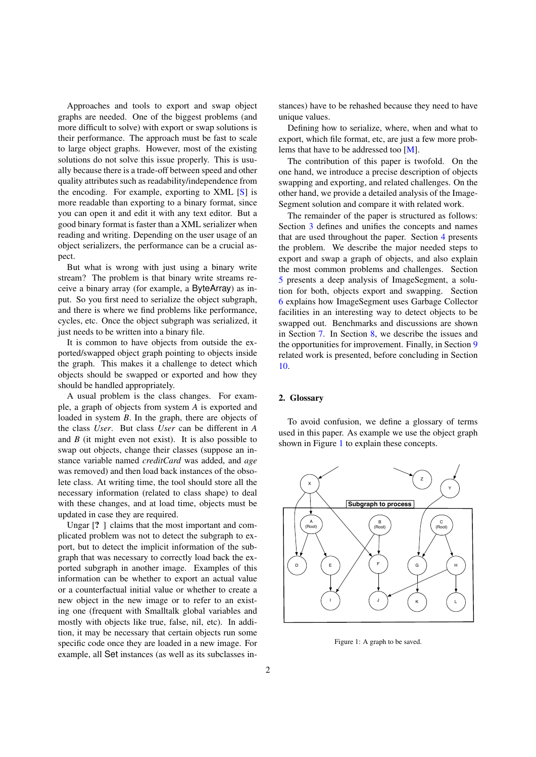Approaches and tools to export and swap object graphs are needed. One of the biggest problems (and more difficult to solve) with export or swap solutions is their performance. The approach must be fast to scale to large object graphs. However, most of the existing solutions do not solve this issue properly. This is usually because there is a trade-off between speed and other quality attributes such as readability/independence from the encoding. For example, exporting to XML [S] is more readable than exporting to a binary format, since you can open it and edit it with any text editor. But a good binary format is faster than a XML serializer when reading and writing. Depending on the user usage of an object serializers, the performance can be a crucial aspect.

But what is wrong with just using a binary write stream? The problem is that binary write streams receive a binary array (for example, a ByteArray) as input. So you first need to serialize the object subgraph, and there is where we find problems like performance, cycles, etc. Once the object subgraph was serialized, it just needs to be written into a binary file.

It is common to have objects from outside the exported/swapped object graph pointing to objects inside the graph. This makes it a challenge to detect which objects should be swapped or exported and how they should be handled appropriately.

A usual problem is the class changes. For example, a graph of objects from system *A* is exported and loaded in system *B*. In the graph, there are objects of the class *User*. But class *User* can be different in *A* and *B* (it might even not exist). It is also possible to swap out objects, change their classes (suppose an instance variable named *creditCard* was added, and *age* was removed) and then load back instances of the obsolete class. At writing time, the tool should store all the necessary information (related to class shape) to deal with these changes, and at load time, objects must be updated in case they are required.

Ungar [? ] claims that the most important and complicated problem was not to detect the subgraph to export, but to detect the implicit information of the subgraph that was necessary to correctly load back the exported subgraph in another image. Examples of this information can be whether to export an actual value or a counterfactual initial value or whether to create a new object in the new image or to refer to an existing one (frequent with Smalltalk global variables and mostly with objects like true, false, nil, etc). In addition, it may be necessary that certain objects run some specific code once they are loaded in a new image. For example, all Set instances (as well as its subclasses instances) have to be rehashed because they need to have unique values.

Defining how to serialize, where, when and what to export, which file format, etc, are just a few more problems that have to be addressed too [M].

The contribution of this paper is twofold. On the one hand, we introduce a precise description of objects swapping and exporting, and related challenges. On the other hand, we provide a detailed analysis of the ImageSegment solution and compare it with related work.

The remainder of the paper is structured as follows: Section 3 defines and unifies the concepts and names that are used throughout the paper. Section 4 presents the problem. We describe the major needed steps to export and swap a graph of objects, and also explain the most common problems and challenges. Section 5 presents a deep analysis of ImageSegment, a solution for both, objects export and swapping. Section 6 explains how ImageSegment uses Garbage Collector facilities in an interesting way to detect objects to be swapped out. Benchmarks and discussions are shown in Section 7. In Section 8, we describe the issues and the opportunities for improvement. Finally, in Section 9 related work is presented, before concluding in Section 10.

## 2. Glossary

To avoid confusion, we define a glossary of terms used in this paper. As example we use the object graph shown in Figure 1 to explain these concepts.

Figure 1: A graph to be saved.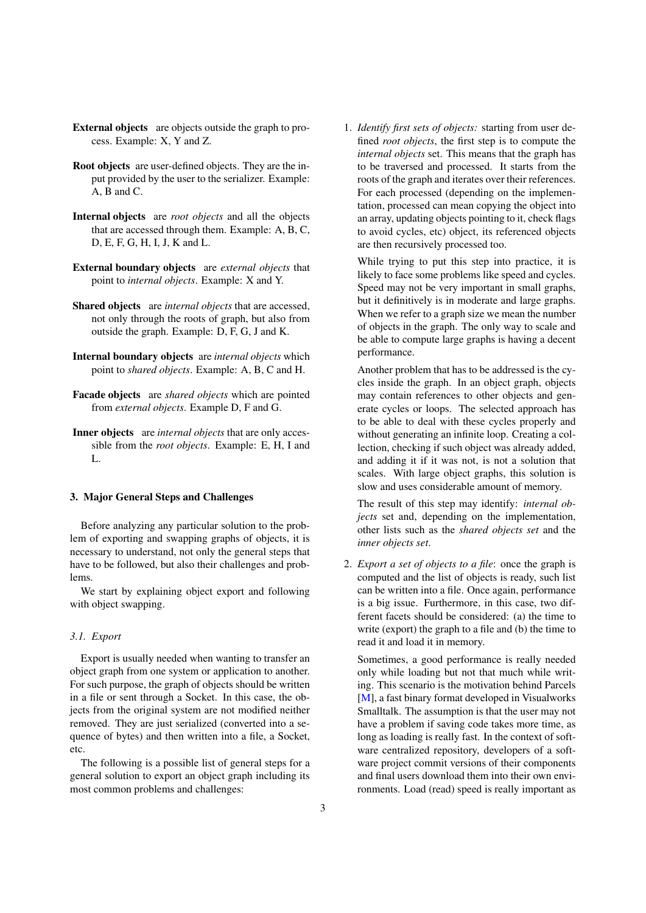**External objects** are objects outside the graph to process. Example: X, Y and Z.

**Root objects** are user-defined objects. They are the input provided by the user to the serializer. Example: A, B and C.

**Internal objects** are *root objects* and all the objects that are accessed through them. Example: A, B, C, D, E, F, G, H, I, J, K and L.

**External boundary objects** are *external objects* that point to *internal objects*. Example: X and Y.

**Shared objects** are *internal objects* that are accessed, not only through the roots of graph, but also from outside the graph. Example: D, F, G, J and K.

**Internal boundary objects** are *internal objects* which point to *shared objects*. Example: A, B, C and H.

**Facade objects** are *shared objects* which are pointed from *external objects*. Example D, F and G.

**Inner objects** are *internal objects* that are only accessible from the *root objects*. Example: E, H, I and L.

## 3. Major General Steps and Challenges

Before analyzing any particular solution to the problem of exporting and swapping graphs of objects, it is necessary to understand, not only the general steps that have to be followed, but also their challenges and problems.

We start by explaining object export and following with object swapping.

### 3.1. Export

Export is usually needed when wanting to transfer an object graph from one system or application to another. For such purpose, the graph of objects should be written in a file or sent through a Socket. In this case, the objects from the original system are not modified neither removed. They are just serialized (converted into a sequence of bytes) and then written into a file, a Socket, etc.

The following is a possible list of general steps for a general solution to export an object graph including its most common problems and challenges:

1. *Identify first sets of objects:* starting from user defined *root objects*, the first step is to compute the *internal objects* set. This means that the graph has to be traversed and processed. It starts from the roots of the graph and iterates over their references. For each processed (depending on the implementation, processed can mean copying the object into an array, updating objects pointing to it, check flags to avoid cycles, etc) object, its referenced objects are then recursively processed too.

   While trying to put this step into practice, it is likely to face some problems like speed and cycles. Speed may not be very important in small graphs, but it definitively is in moderate and large graphs. When we refer to a graph size we mean the number of objects in the graph. The only way to scale and be able to compute large graphs is having a decent performance.

   Another problem that has to be addressed is the cycles inside the graph. In an object graph, objects may contain references to other objects and generate cycles or loops. The selected approach has to be able to deal with these cycles properly and without generating an infinite loop. Creating a collection, checking if such object was already added, and adding it if it was not, is not a solution that scales. With large object graphs, this solution is slow and uses considerable amount of memory.

   The result of this step may identify: *internal objects* set and, depending on the implementation, other lists such as the *shared objects set* and the *inner objects set*.

2. *Export a set of objects to a file*: once the graph is computed and the list of objects is ready, such list can be written into a file. Once again, performance is a big issue. Furthermore, in this case, two different facets should be considered: (a) the time to write (export) the graph to a file and (b) the time to read it and load it in memory.

   Sometimes, a good performance is really needed only while loading but not that much while writing. This scenario is the motivation behind Parcels [M], a fast binary format developed in Visualworks Smalltalk. The assumption is that the user may not have a problem if saving code takes more time, as long as loading is really fast. In the context of software centralized repository, developers of a software project commit versions of their components and final users download them into their own environments. Load (read) speed is really important as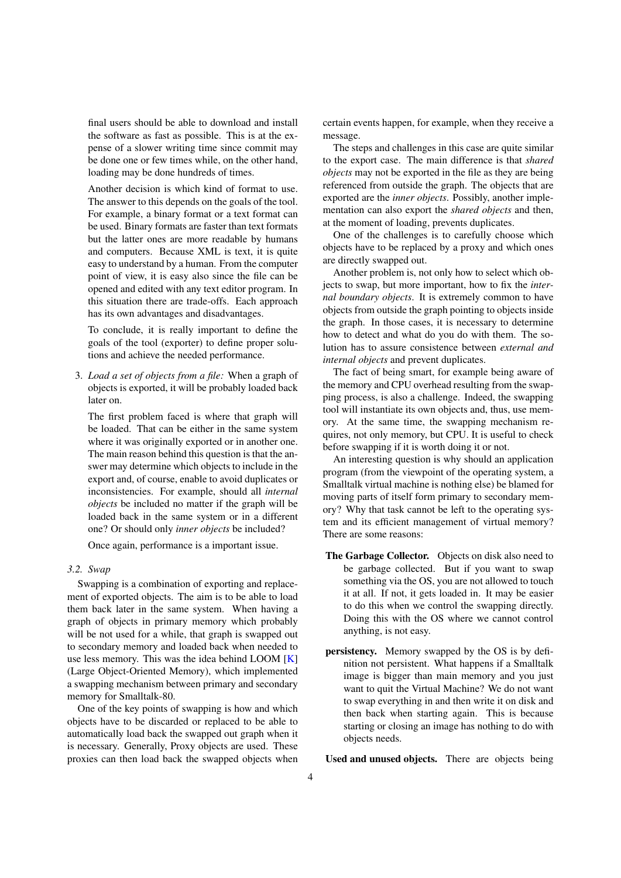final users should be able to download and install the software as fast as possible. This is at the expense of a slower writing time since commit may be done one or few times while, on the other hand, loading may be done hundreds of times.

Another decision is which kind of format to use. The answer to this depends on the goals of the tool. For example, a binary format or a text format can be used. Binary formats are faster than text formats but the latter ones are more readable by humans and computers. Because XML is text, it is quite easy to understand by a human. From the computer point of view, it is easy also since the file can be opened and edited with any text editor program. In this situation there are trade-offs. Each approach has its own advantages and disadvantages.

To conclude, it is really important to define the goals of the tool (exporter) to define proper solutions and achieve the needed performance.

3. *Load a set of objects from a file:* When a graph of objects is exported, it will be probably loaded back later on.

   The first problem faced is where that graph will be loaded. That can be either in the same system where it was originally exported or in another one. The main reason behind this question is that the answer may determine which objects to include in the export and, of course, enable to avoid duplicates or inconsistencies. For example, should all *internal objects* be included no matter if the graph will be loaded back in the same system or in a different one? Or should only *inner objects* be included?

   Once again, performance is a important issue.

### 3.2. Swap

Swapping is a combination of exporting and replacement of exported objects. The aim is to be able to load them back later in the same system. When having a graph of objects in primary memory which probably will be not used for a while, that graph is swapped out to secondary memory and loaded back when needed to use less memory. This was the idea behind LOOM [K] (Large Object-Oriented Memory), which implemented a swapping mechanism between primary and secondary memory for Smalltalk-80.

One of the key points of swapping is how and which objects have to be discarded or replaced to be able to automatically load back the swapped out graph when it is necessary. Generally, Proxy objects are used. These proxies can then load back the swapped objects when certain events happen, for example, when they receive a message.

The steps and challenges in this case are quite similar to the export case. The main difference is that *shared objects* may not be exported in the file as they are being referenced from outside the graph. The objects that are exported are the *inner objects*. Possibly, another implementation can also export the *shared objects* and then, at the moment of loading, prevents duplicates.

One of the challenges is to carefully choose which objects have to be replaced by a proxy and which ones are directly swapped out.

Another problem is, not only how to select which objects to swap, but more important, how to fix the *internal boundary objects*. It is extremely common to have objects from outside the graph pointing to objects inside the graph. In those cases, it is necessary to determine how to detect and what do you do with them. The solution has to assure consistence between *external and internal objects* and prevent duplicates.

The fact of being smart, for example being aware of the memory and CPU overhead resulting from the swapping process, is also a challenge. Indeed, the swapping tool will instantiate its own objects and, thus, use memory. At the same time, the swapping mechanism requires, not only memory, but CPU. It is useful to check before swapping if it is worth doing it or not.

An interesting question is why should an application program (from the viewpoint of the operating system, a Smalltalk virtual machine is nothing else) be blamed for moving parts of itself form primary to secondary memory? Why that task cannot be left to the operating system and its efficient management of virtual memory? There are some reasons:

**The Garbage Collector.** Objects on disk also need to be garbage collected. But if you want to swap something via the OS, you are not allowed to touch it at all. If not, it gets loaded in. It may be easier to do this when we control the swapping directly. Doing this with the OS where we cannot control anything, is not easy.

**persistency.** Memory swapped by the OS is by definition not persistent. What happens if a Smalltalk image is bigger than main memory and you just want to quit the Virtual Machine? We do not want to swap everything in and then write it on disk and then back when starting again. This is because starting or closing an image has nothing to do with objects needs.

**Used and unused objects.** There are objects being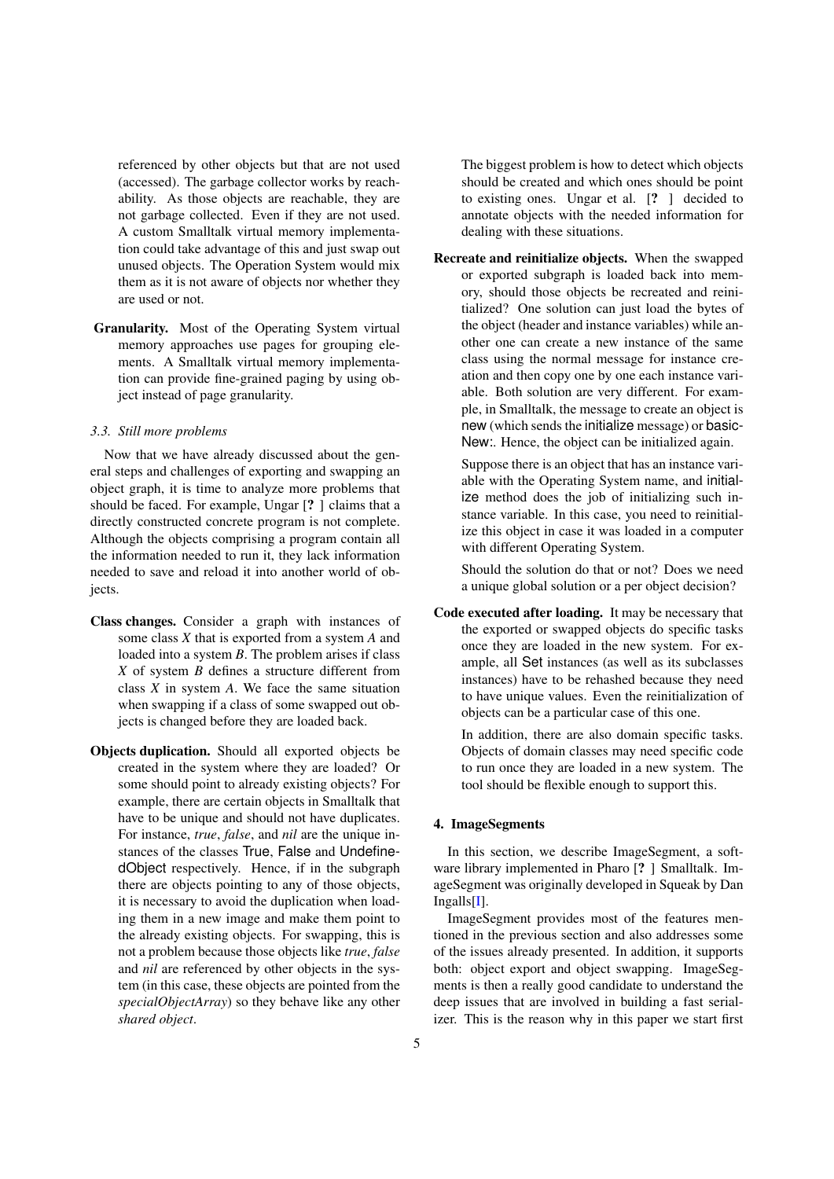referenced by other objects but that are not used (accessed). The garbage collector works by reachability. As those objects are reachable, they are not garbage collected. Even if they are not used. A custom Smalltalk virtual memory implementation could take advantage of this and just swap out unused objects. The Operation System would mix them as it is not aware of objects nor whether they are used or not.

**Granularity.** Most of the Operating System virtual memory approaches use pages for grouping elements. A Smalltalk virtual memory implementation can provide fine-grained paging by using object instead of page granularity.

### 3.3. Still more problems

Now that we have already discussed about the general steps and challenges of exporting and swapping an object graph, it is time to analyze more problems that should be faced. For example, Ungar [? ] claims that a directly constructed concrete program is not complete. Although the objects comprising a program contain all the information needed to run it, they lack information needed to save and reload it into another world of objects.

**Class changes.** Consider a graph with instances of some class *X* that is exported from a system *A* and loaded into a system *B*. The problem arises if class *X* of system *B* defines a structure different from class *X* in system *A*. We face the same situation when swapping if a class of some swapped out objects is changed before they are loaded back.

**Objects duplication.** Should all exported objects be created in the system where they are loaded? Or some should point to already existing objects? For example, there are certain objects in Smalltalk that have to be unique and should not have duplicates. For instance, *true*, *false*, and *nil* are the unique instances of the classes True, False and UndefinedObject respectively. Hence, if in the subgraph there are objects pointing to any of those objects, it is necessary to avoid the duplication when loading them in a new image and make them point to the already existing objects. For swapping, this is not a problem because those objects like *true*, *false* and *nil* are referenced by other objects in the system (in this case, these objects are pointed from the *specialObjectArray*) so they behave like any other *shared object*.

The biggest problem is how to detect which objects should be created and which ones should be point to existing ones. Ungar et al. [? ] decided to annotate objects with the needed information for dealing with these situations.

**Recreate and reinitialize objects.** When the swapped or exported subgraph is loaded back into memory, should those objects be recreated and reinitialized? One solution can just load the bytes of the object (header and instance variables) while another one can create a new instance of the same class using the normal message for instance creation and then copy one by one each instance variable. Both solution are very different. For example, in Smalltalk, the message to create an object is new (which sends the initialize message) or basicNew:. Hence, the object can be initialized again.

Suppose there is an object that has an instance variable with the Operating System name, and initialize method does the job of initializing such instance variable. In this case, you need to reinitialize this object in case it was loaded in a computer with different Operating System.

Should the solution do that or not? Does we need a unique global solution or a per object decision?

**Code executed after loading.** It may be necessary that the exported or swapped objects do specific tasks once they are loaded in the new system. For example, all Set instances (as well as its subclasses instances) have to be rehashed because they need to have unique values. Even the reinitialization of objects can be a particular case of this one.

In addition, there are also domain specific tasks. Objects of domain classes may need specific code to run once they are loaded in a new system. The tool should be flexible enough to support this.

## 4. ImageSegments

In this section, we describe ImageSegment, a software library implemented in Pharo [? ] Smalltalk. ImageSegment was originally developed in Squeak by Dan Ingalls[I].

ImageSegment provides most of the features mentioned in the previous section and also addresses some of the issues already presented. In addition, it supports both: object export and object swapping. ImageSegments is then a really good candidate to understand the deep issues that are involved in building a fast serializer. This is the reason why in this paper we start first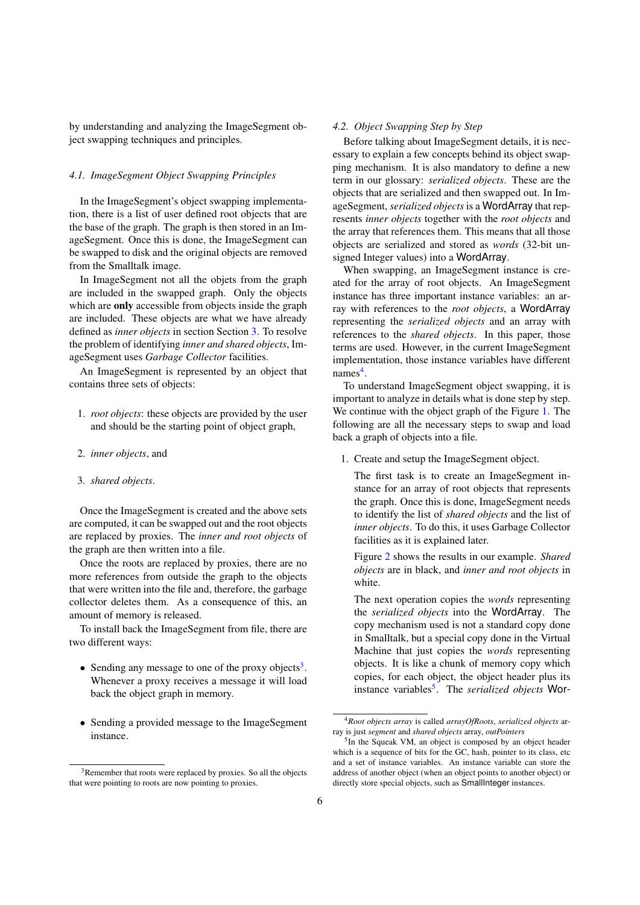by understanding and analyzing the ImageSegment object swapping techniques and principles.

### 4.1. ImageSegment Object Swapping Principles

In the ImageSegment's object swapping implementation, there is a list of user defined root objects that are the base of the graph. The graph is then stored in an ImageSegment. Once this is done, the ImageSegment can be swapped to disk and the original objects are removed from the Smalltalk image.

In ImageSegment not all the objets from the graph are included in the swapped graph. Only the objects which are **only** accessible from objects inside the graph are included. These objects are what we have already defined as *inner objects* in section Section 3. To resolve the problem of identifying *inner and shared objects*, ImageSegment uses *Garbage Collector* facilities.

An ImageSegment is represented by an object that contains three sets of objects:

1. *root objects*: these objects are provided by the user and should be the starting point of object graph,
2. *inner objects*, and
3. *shared objects*.

Once the ImageSegment is created and the above sets are computed, it can be swapped out and the root objects are replaced by proxies. The *inner and root objects* of the graph are then written into a file.

Once the roots are replaced by proxies, there are no more references from outside the graph to the objects that were written into the file and, therefore, the garbage collector deletes them. As a consequence of this, an amount of memory is released.

To install back the ImageSegment from file, there are two different ways:

- Sending any message to one of the proxy objects[3]. Whenever a proxy receives a message it will load back the object graph in memory.
- Sending a provided message to the ImageSegment instance.

[3] Remember that roots were replaced by proxies. So all the objects that were pointing to roots are now pointing to proxies.

### 4.2. Object Swapping Step by Step

Before talking about ImageSegment details, it is necessary to explain a few concepts behind its object swapping mechanism. It is also mandatory to define a new term in our glossary: *serialized objects*. These are the objects that are serialized and then swapped out. In ImageSegment, *serialized objects* is a WordArray that represents *inner objects* together with the *root objects* and the array that references them. This means that all those objects are serialized and stored as *words* (32-bit unsigned Integer values) into a WordArray.

When swapping, an ImageSegment instance is created for the array of root objects. An ImageSegment instance has three important instance variables: an array with references to the *root objects*, a WordArray representing the *serialized objects* and an array with references to the *shared objects*. In this paper, those terms are used. However, in the current ImageSegment implementation, those instance variables have different names[4].

To understand ImageSegment object swapping, it is important to analyze in details what is done step by step. We continue with the object graph of the Figure 1. The following are all the necessary steps to swap and load back a graph of objects into a file.

1. Create and setup the ImageSegment object.

   The first task is to create an ImageSegment instance for an array of root objects that represents the graph. Once this is done, ImageSegment needs to identify the list of *shared objects* and the list of *inner objects*. To do this, it uses Garbage Collector facilities as it is explained later.

   Figure 2 shows the results in our example. *Shared objects* are in black, and *inner and root objects* in white.

   The next operation copies the *words* representing the *serialized objects* into the WordArray. The copy mechanism used is not a standard copy done in Smalltalk, but a special copy done in the Virtual Machine that just copies the *words* representing objects. It is like a chunk of memory copy which copies, for each object, the object header plus its instance variables[5]. The *serialized objects* Wor-

[4] *Root objects array* is called *arrayOfRoots*, *serialized objects* array is just *segment* and *shared objects* array, *outPointers*

[5] In the Squeak VM, an object is composed by an object header which is a sequence of bits for the GC, hash, pointer to its class, etc and a set of instance variables. An instance variable can store the address of another object (when an object points to another object) or directly store special objects, such as SmallInteger instances.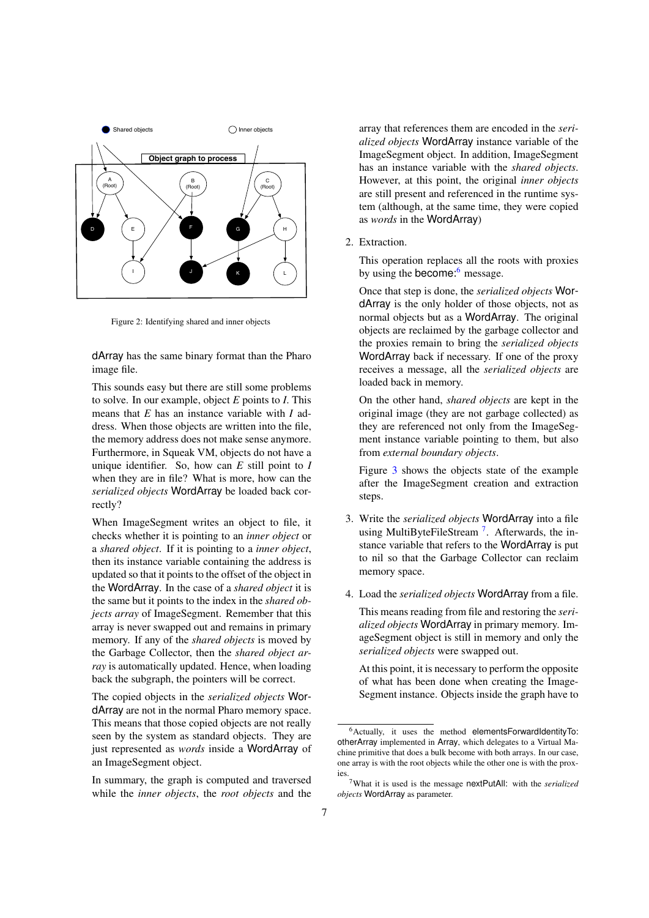Figure 2: Identifying shared and inner objects

dArray has the same binary format than the Pharo image file.

This sounds easy but there are still some problems to solve. In our example, object *E* points to *I*. This means that *E* has an instance variable with *I* address. When those objects are written into the file, the memory address does not make sense anymore. Furthermore, in Squeak VM, objects do not have a unique identifier. So, how can *E* still point to *I* when they are in file? What is more, how can the *serialized objects* WordArray be loaded back correctly?

When ImageSegment writes an object to file, it checks whether it is pointing to an *inner object* or a *shared object*. If it is pointing to a *inner object*, then its instance variable containing the address is updated so that it points to the offset of the object in the WordArray. In the case of a *shared object* it is the same but it points to the index in the *shared objects array* of ImageSegment. Remember that this array is never swapped out and remains in primary memory. If any of the *shared objects* is moved by the Garbage Collector, then the *shared object array* is automatically updated. Hence, when loading back the subgraph, the pointers will be correct.

The copied objects in the *serialized objects* WordArray are not in the normal Pharo memory space. This means that those copied objects are not really seen by the system as standard objects. They are just represented as *words* inside a WordArray of an ImageSegment object.

In summary, the graph is computed and traversed while the *inner objects*, the *root objects* and the array that references them are encoded in the *serialized objects* WordArray instance variable of the ImageSegment object. In addition, ImageSegment has an instance variable with the *shared objects*. However, at this point, the original *inner objects* are still present and referenced in the runtime system (although, at the same time, they were copied as *words* in the WordArray)

2. Extraction.

   This operation replaces all the roots with proxies by using the become:[6] message.

   Once that step is done, the *serialized objects* WordArray is the only holder of those objects, not as normal objects but as a WordArray. The original objects are reclaimed by the garbage collector and the proxies remain to bring the *serialized objects* WordArray back if necessary. If one of the proxy receives a message, all the *serialized objects* are loaded back in memory.

   On the other hand, *shared objects* are kept in the original image (they are not garbage collected) as they are referenced not only from the ImageSegment instance variable pointing to them, but also from *external boundary objects*.

   Figure 3 shows the objects state of the example after the ImageSegment creation and extraction steps.

3. Write the *serialized objects* WordArray into a file using MultiByteFileStream [7]. Afterwards, the instance variable that refers to the WordArray is put to nil so that the Garbage Collector can reclaim memory space.

4. Load the *serialized objects* WordArray from a file.

   This means reading from file and restoring the *serialized objects* WordArray in primary memory. ImageSegment object is still in memory and only the *serialized objects* were swapped out.

   At this point, it is necessary to perform the opposite of what has been done when creating the ImageSegment instance. Objects inside the graph have to

[6] Actually, it uses the method elementsForwardIdentityTo: otherArray implemented in Array, which delegates to a Virtual Machine primitive that does a bulk become with both arrays. In our case, one array is with the root objects while the other one is with the proxies.

[7] What it is used is the message nextPutAll: with the *serialized objects* WordArray as parameter.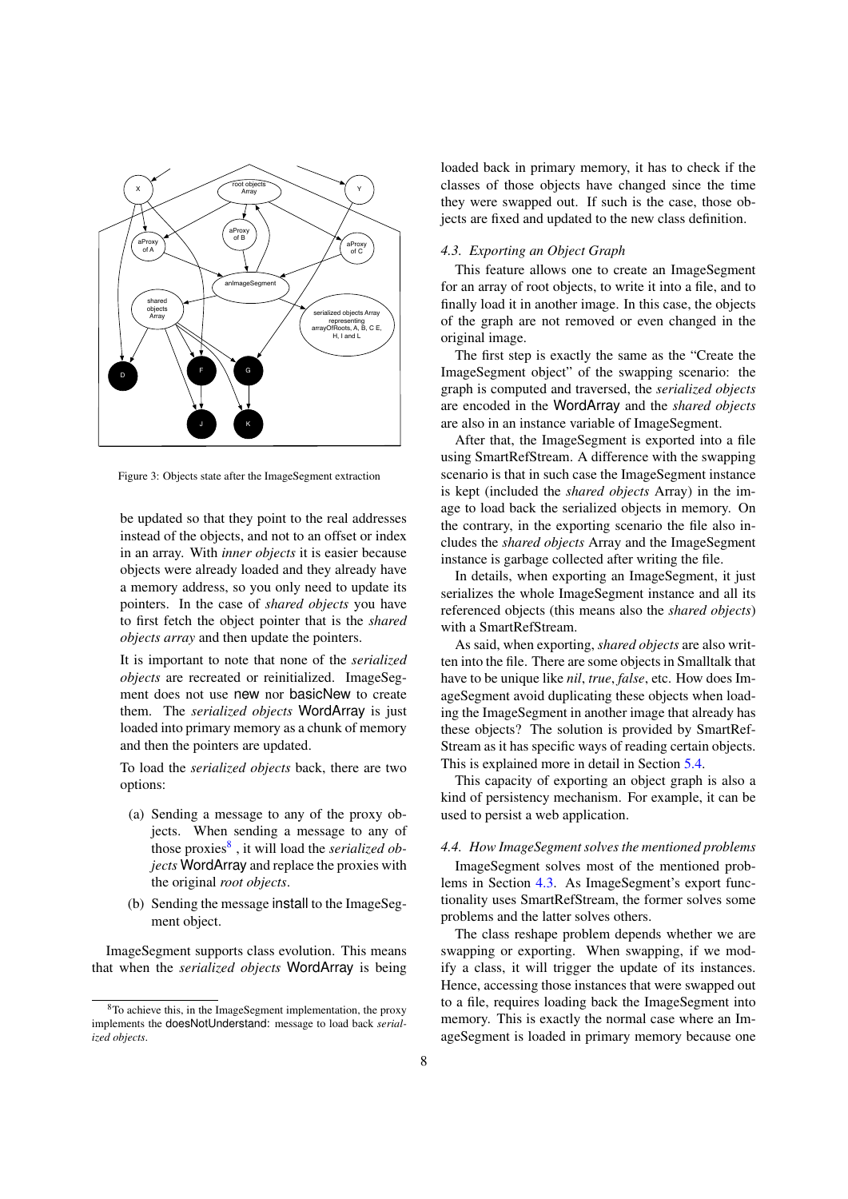Figure 3: Objects state after the ImageSegment extraction

be updated so that they point to the real addresses instead of the objects, and not to an offset or index in an array. With *inner objects* it is easier because objects were already loaded and they already have a memory address, so you only need to update its pointers. In the case of *shared objects* you have to first fetch the object pointer that is the *shared objects array* and then update the pointers.

It is important to note that none of the *serialized objects* are recreated or reinitialized. ImageSegment does not use new nor basicNew to create them. The *serialized objects* WordArray is just loaded into primary memory as a chunk of memory and then the pointers are updated.

To load the *serialized objects* back, there are two options:

(a) Sending a message to any of the proxy objects. When sending a message to any of those proxies[8] , it will load the *serialized objects* WordArray and replace the proxies with the original *root objects*.

(b) Sending the message install to the ImageSegment object.

ImageSegment supports class evolution. This means that when the *serialized objects* WordArray is being loaded back in primary memory, it has to check if the classes of those objects have changed since the time they were swapped out. If such is the case, those objects are fixed and updated to the new class definition.

[8] To achieve this, in the ImageSegment implementation, the proxy implements the doesNotUnderstand: message to load back *serialized objects*.

### 4.3. Exporting an Object Graph

This feature allows one to create an ImageSegment for an array of root objects, to write it into a file, and to finally load it in another image. In this case, the objects of the graph are not removed or even changed in the original image.

The first step is exactly the same as the "Create the ImageSegment object" of the swapping scenario: the graph is computed and traversed, the *serialized objects* are encoded in the WordArray and the *shared objects* are also in an instance variable of ImageSegment.

After that, the ImageSegment is exported into a file using SmartRefStream. A difference with the swapping scenario is that in such case the ImageSegment instance is kept (included the *shared objects* Array) in the image to load back the serialized objects in memory. On the contrary, in the exporting scenario the file also includes the *shared objects* Array and the ImageSegment instance is garbage collected after writing the file.

In details, when exporting an ImageSegment, it just serializes the whole ImageSegment instance and all its referenced objects (this means also the *shared objects*) with a SmartRefStream.

As said, when exporting, *shared objects* are also written into the file. There are some objects in Smalltalk that have to be unique like *nil*, *true*, *false*, etc. How does ImageSegment avoid duplicating these objects when loading the ImageSegment in another image that already has these objects? The solution is provided by SmartRefStream as it has specific ways of reading certain objects. This is explained more in detail in Section 5.4.

This capacity of exporting an object graph is also a kind of persistency mechanism. For example, it can be used to persist a web application.

### 4.4. How ImageSegment solves the mentioned problems

ImageSegment solves most of the mentioned problems in Section 4.3. As ImageSegment's export functionality uses SmartRefStream, the former solves some problems and the latter solves others.

The class reshape problem depends whether we are swapping or exporting. When swapping, if we modify a class, it will trigger the update of its instances. Hence, accessing those instances that were swapped out to a file, requires loading back the ImageSegment into memory. This is exactly the normal case where an ImageSegment is loaded in primary memory because one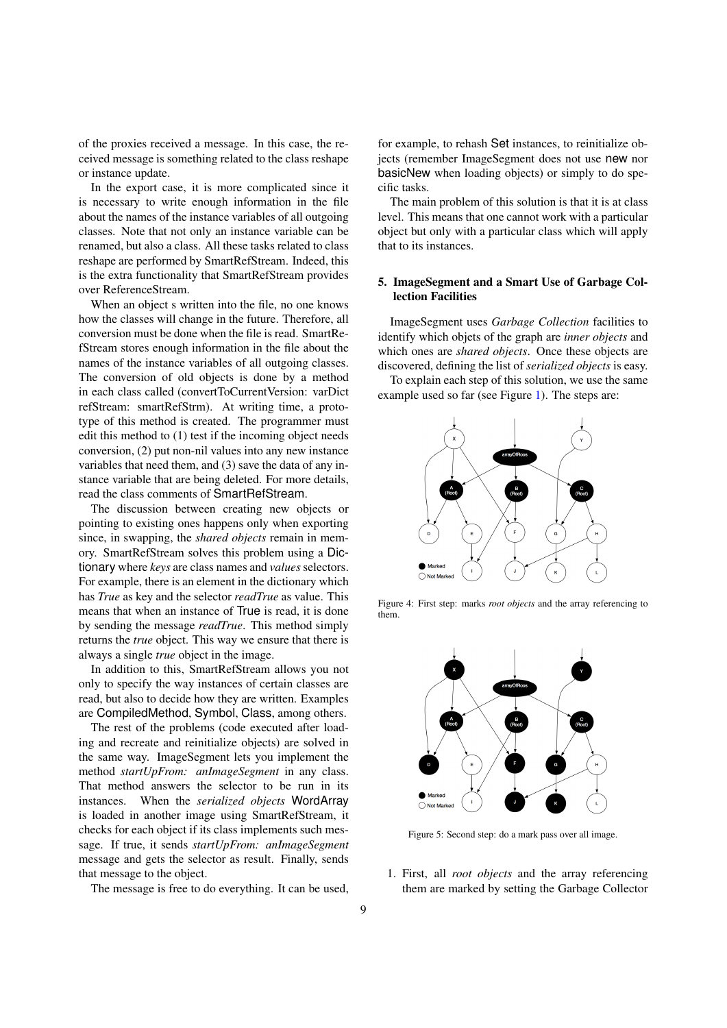of the proxies received a message. In this case, the received message is something related to the class reshape or instance update.

In the export case, it is more complicated since it is necessary to write enough information in the file about the names of the instance variables of all outgoing classes. Note that not only an instance variable can be renamed, but also a class. All these tasks related to class reshape are performed by SmartRefStream. Indeed, this is the extra functionality that SmartRefStream provides over ReferenceStream.

When an object s written into the file, no one knows how the classes will change in the future. Therefore, all conversion must be done when the file is read. SmartRefStream stores enough information in the file about the names of the instance variables of all outgoing classes. The conversion of old objects is done by a method in each class called (convertToCurrentVersion: varDict refStream: smartRefStrm). At writing time, a prototype of this method is created. The programmer must edit this method to (1) test if the incoming object needs conversion, (2) put non-nil values into any new instance variables that need them, and (3) save the data of any instance variable that are being deleted. For more details, read the class comments of SmartRefStream.

The discussion between creating new objects or pointing to existing ones happens only when exporting since, in swapping, the *shared objects* remain in memory. SmartRefStream solves this problem using a Dictionary where *keys* are class names and *values* selectors. For example, there is an element in the dictionary which has *True* as key and the selector *readTrue* as value. This means that when an instance of True is read, it is done by sending the message *readTrue*. This method simply returns the *true* object. This way we ensure that there is always a single *true* object in the image.

In addition to this, SmartRefStream allows you not only to specify the way instances of certain classes are read, but also to decide how they are written. Examples are CompiledMethod, Symbol, Class, among others.

The rest of the problems (code executed after loading and recreate and reinitialize objects) are solved in the same way. ImageSegment lets you implement the method *startUpFrom: anImageSegment* in any class. That method answers the selector to be run in its instances. When the *serialized objects* WordArray is loaded in another image using SmartRefStream, it checks for each object if its class implements such message. If true, it sends *startUpFrom: anImageSegment* message and gets the selector as result. Finally, sends that message to the object.

The message is free to do everything. It can be used, for example, to rehash Set instances, to reinitialize objects (remember ImageSegment does not use new nor basicNew when loading objects) or simply to do specific tasks.

The main problem of this solution is that it is at class level. This means that one cannot work with a particular object but only with a particular class which will apply that to its instances.

## 5. ImageSegment and a Smart Use of Garbage Collection Facilities

ImageSegment uses *Garbage Collection* facilities to identify which objets of the graph are *inner objects* and which ones are *shared objects*. Once these objects are discovered, defining the list of *serialized objects* is easy.

To explain each step of this solution, we use the same example used so far (see Figure 1). The steps are:

Figure 4: First step: marks *root objects* and the array referencing to them.

Figure 5: Second step: do a mark pass over all image.

1. First, all *root objects* and the array referencing them are marked by setting the Garbage Collector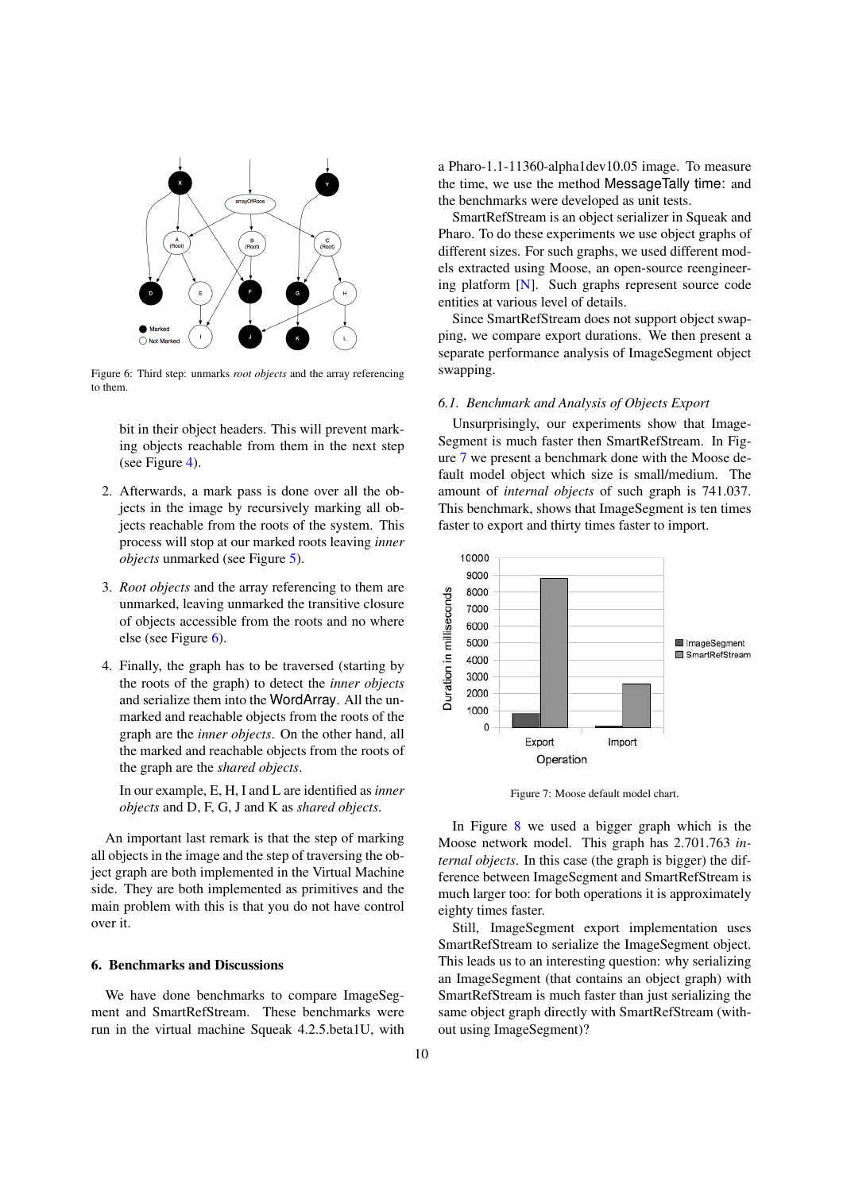Figure 6: Third step: unmarks *root objects* and the array referencing to them.

bit in their object headers. This will prevent marking objects reachable from them in the next step (see Figure 4).

2. Afterwards, a mark pass is done over all the objects in the image by recursively marking all objects reachable from the roots of the system. This process will stop at our marked roots leaving *inner objects* unmarked (see Figure 5).

3. *Root objects* and the array referencing to them are unmarked, leaving unmarked the transitive closure of objects accessible from the roots and no where else (see Figure 6).

4. Finally, the graph has to be traversed (starting by the roots of the graph) to detect the *inner objects* and serialize them into the WordArray. All the unmarked and reachable objects from the roots of the graph are the *inner objects*. On the other hand, all the marked and reachable objects from the roots of the graph are the *shared objects*.

   In our example, E, H, I and L are identified as *inner objects* and D, F, G, J and K as *shared objects*.

An important last remark is that the step of marking all objects in the image and the step of traversing the object graph are both implemented in the Virtual Machine side. They are both implemented as primitives and the main problem with this is that you do not have control over it.

## 6. Benchmarks and Discussions

We have done benchmarks to compare ImageSegment and SmartRefStream. These benchmarks were run in the virtual machine Squeak 4.2.5.beta1U, with a Pharo-1.1-11360-alpha1dev10.05 image. To measure the time, we use the method MessageTally time: and the benchmarks were developed as unit tests.

SmartRefStream is an object serializer in Squeak and Pharo. To do these experiments we use object graphs of different sizes. For such graphs, we used different models extracted using Moose, an open-source reengineering platform [N]. Such graphs represent source code entities at various level of details.

Since SmartRefStream does not support object swapping, we compare export durations. We then present a separate performance analysis of ImageSegment object swapping.

### *6.1. Benchmark and Analysis of Objects Export*

Unsurprisingly, our experiments show that ImageSegment is much faster then SmartRefStream. In Figure 7 we present a benchmark done with the Moose default model object which size is small/medium. The amount of *internal objects* of such graph is 741.037. This benchmark, shows that ImageSegment is ten times faster to export and thirty times faster to import.

Figure 7: Moose default model chart.

In Figure 8 we used a bigger graph which is the Moose network model. This graph has 2.701.763 *internal objects*. In this case (the graph is bigger) the difference between ImageSegment and SmartRefStream is much larger too: for both operations it is approximately eighty times faster.

Still, ImageSegment export implementation uses SmartRefStream to serialize the ImageSegment object. This leads us to an interesting question: why serializing an ImageSegment (that contains an object graph) with SmartRefStream is much faster than just serializing the same object graph directly with SmartRefStream (without using ImageSegment)?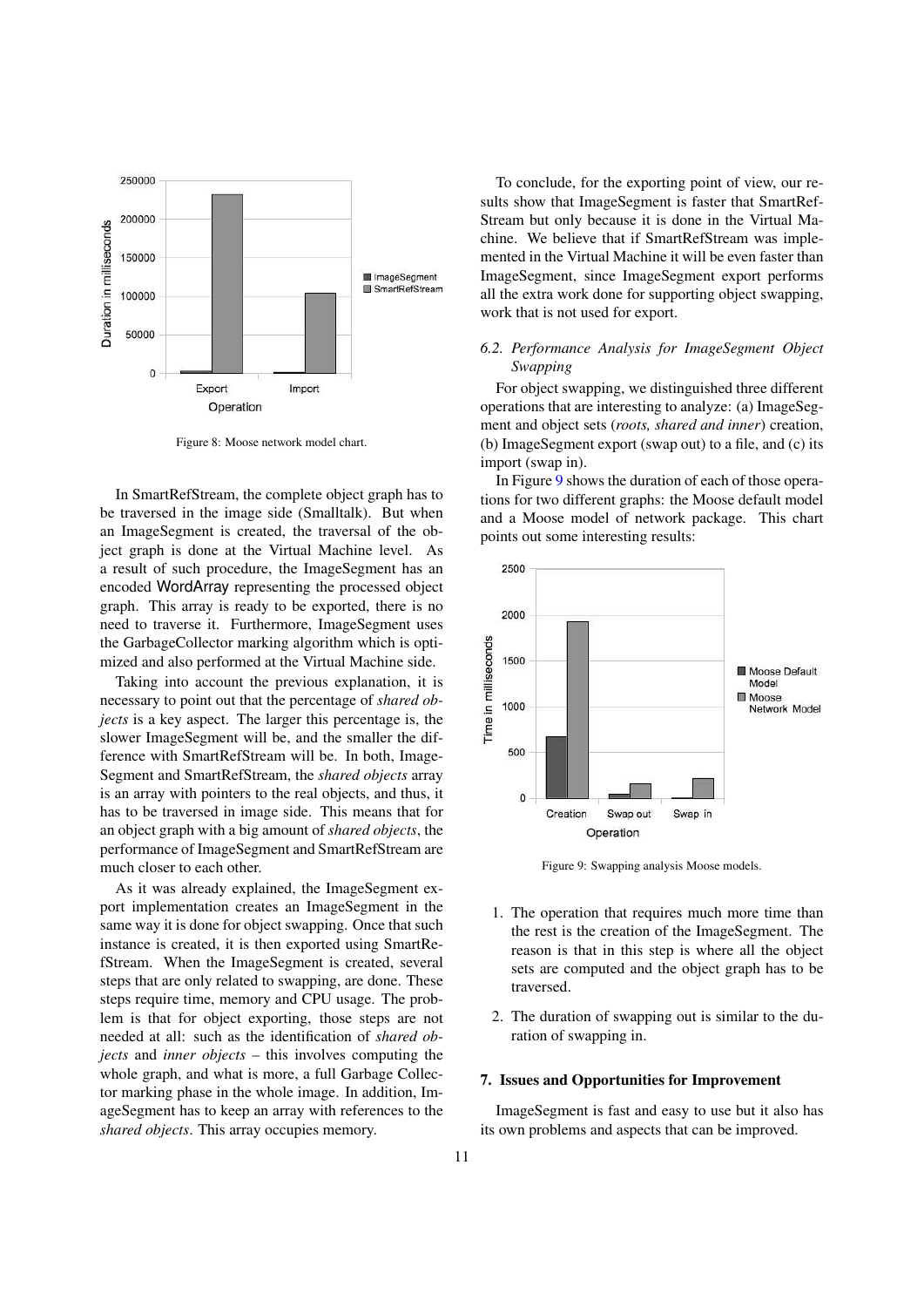Figure 8: Moose network model chart.

In SmartRefStream, the complete object graph has to be traversed in the image side (Smalltalk). But when an ImageSegment is created, the traversal of the object graph is done at the Virtual Machine level. As a result of such procedure, the ImageSegment has an encoded WordArray representing the processed object graph. This array is ready to be exported, there is no need to traverse it. Furthermore, ImageSegment uses the GarbageCollector marking algorithm which is optimized and also performed at the Virtual Machine side.

Taking into account the previous explanation, it is necessary to point out that the percentage of *shared objects* is a key aspect. The larger this percentage is, the slower ImageSegment will be, and the smaller the difference with SmartRefStream will be. In both, ImageSegment and SmartRefStream, the *shared objects* array is an array with pointers to the real objects, and thus, it has to be traversed in image side. This means that for an object graph with a big amount of *shared objects*, the performance of ImageSegment and SmartRefStream are much closer to each other.

As it was already explained, the ImageSegment export implementation creates an ImageSegment in the same way it is done for object swapping. Once that such instance is created, it is then exported using SmartRefStream. When the ImageSegment is created, several steps that are only related to swapping, are done. These steps require time, memory and CPU usage. The problem is that for object exporting, those steps are not needed at all: such as the identification of *shared objects* and *inner objects* – this involves computing the whole graph, and what is more, a full Garbage Collector marking phase in the whole image. In addition, ImageSegment has to keep an array with references to the *shared objects*. This array occupies memory.

To conclude, for the exporting point of view, our results show that ImageSegment is faster that SmartRefStream but only because it is done in the Virtual Machine. We believe that if SmartRefStream was implemented in the Virtual Machine it will be even faster than ImageSegment, since ImageSegment export performs all the extra work done for supporting object swapping, work that is not used for export.

### *6.2. Performance Analysis for ImageSegment Object Swapping*

For object swapping, we distinguished three different operations that are interesting to analyze: (a) ImageSegment and object sets (*roots, shared and inner*) creation, (b) ImageSegment export (swap out) to a file, and (c) its import (swap in).

In Figure 9 shows the duration of each of those operations for two different graphs: the Moose default model and a Moose model of network package. This chart points out some interesting results:

Figure 9: Swapping analysis Moose models.

1. The operation that requires much more time than the rest is the creation of the ImageSegment. The reason is that in this step is where all the object sets are computed and the object graph has to be traversed.
2. The duration of swapping out is similar to the duration of swapping in.

## 7. Issues and Opportunities for Improvement

ImageSegment is fast and easy to use but it also has its own problems and aspects that can be improved.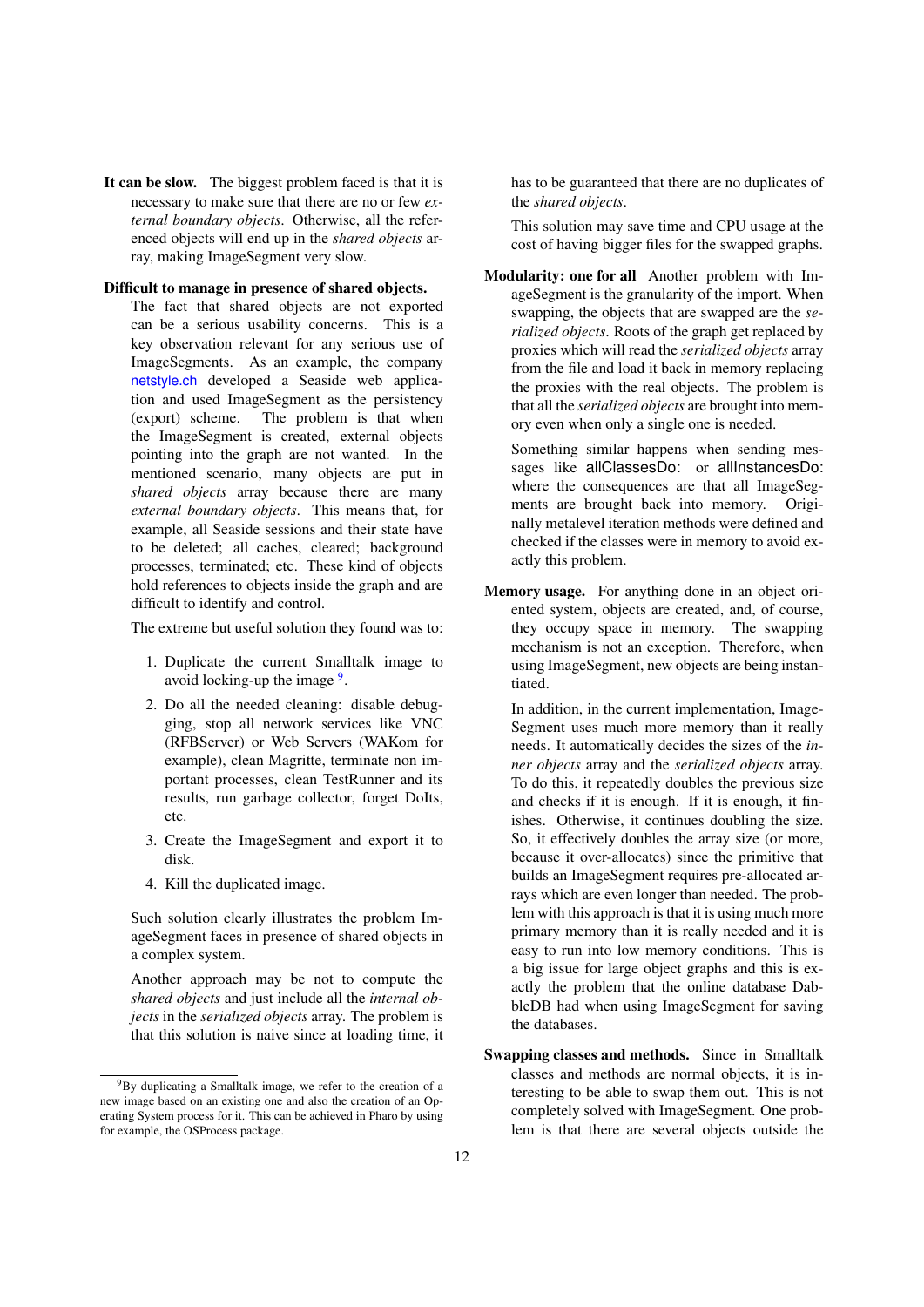**It can be slow.** The biggest problem faced is that it is necessary to make sure that there are no or few *external boundary objects*. Otherwise, all the referenced objects will end up in the *shared objects* array, making ImageSegment very slow.

**Difficult to manage in presence of shared objects.** The fact that shared objects are not exported can be a serious usability concerns. This is a key observation relevant for any serious use of ImageSegments. As an example, the company netstyle.ch developed a Seaside web application and used ImageSegment as the persistency (export) scheme. The problem is that when the ImageSegment is created, external objects pointing into the graph are not wanted. In the mentioned scenario, many objects are put in *shared objects* array because there are many *external boundary objects*. This means that, for example, all Seaside sessions and their state have to be deleted; all caches, cleared; background processes, terminated; etc. These kind of objects hold references to objects inside the graph and are difficult to identify and control.

The extreme but useful solution they found was to:

1. Duplicate the current Smalltalk image to avoid locking-up the image [9].
2. Do all the needed cleaning: disable debugging, stop all network services like VNC (RFBServer) or Web Servers (WAKom for example), clean Magritte, terminate non important processes, clean TestRunner and its results, run garbage collector, forget DoIts, etc.
3. Create the ImageSegment and export it to disk.
4. Kill the duplicated image.

Such solution clearly illustrates the problem ImageSegment faces in presence of shared objects in a complex system.

Another approach may be not to compute the *shared objects* and just include all the *internal objects* in the *serialized objects* array. The problem is that this solution is naive since at loading time, it has to be guaranteed that there are no duplicates of the *shared objects*.

This solution may save time and CPU usage at the cost of having bigger files for the swapped graphs.

**Modularity: one for all** Another problem with ImageSegment is the granularity of the import. When swapping, the objects that are swapped are the *serialized objects*. Roots of the graph get replaced by proxies which will read the *serialized objects* array from the file and load it back in memory replacing the proxies with the real objects. The problem is that all the *serialized objects* are brought into memory even when only a single one is needed.

Something similar happens when sending messages like allClassesDo: or allInstancesDo: where the consequences are that all ImageSegments are brought back into memory. Originally metalevel iteration methods were defined and checked if the classes were in memory to avoid exactly this problem.

**Memory usage.** For anything done in an object oriented system, objects are created, and, of course, they occupy space in memory. The swapping mechanism is not an exception. Therefore, when using ImageSegment, new objects are being instantiated.

In addition, in the current implementation, ImageSegment uses much more memory than it really needs. It automatically decides the sizes of the *inner objects* array and the *serialized objects* array. To do this, it repeatedly doubles the previous size and checks if it is enough. If it is enough, it finishes. Otherwise, it continues doubling the size. So, it effectively doubles the array size (or more, because it over-allocates) since the primitive that builds an ImageSegment requires pre-allocated arrays which are even longer than needed. The problem with this approach is that it is using much more primary memory than it is really needed and it is easy to run into low memory conditions. This is a big issue for large object graphs and this is exactly the problem that the online database DabbleDB had when using ImageSegment for saving the databases.

**Swapping classes and methods.** Since in Smalltalk classes and methods are normal objects, it is interesting to be able to swap them out. This is not completely solved with ImageSegment. One problem is that there are several objects outside the

[9] By duplicating a Smalltalk image, we refer to the creation of a new image based on an existing one and also the creation of an Operating System process for it. This can be achieved in Pharo by using for example, the OSProcess package.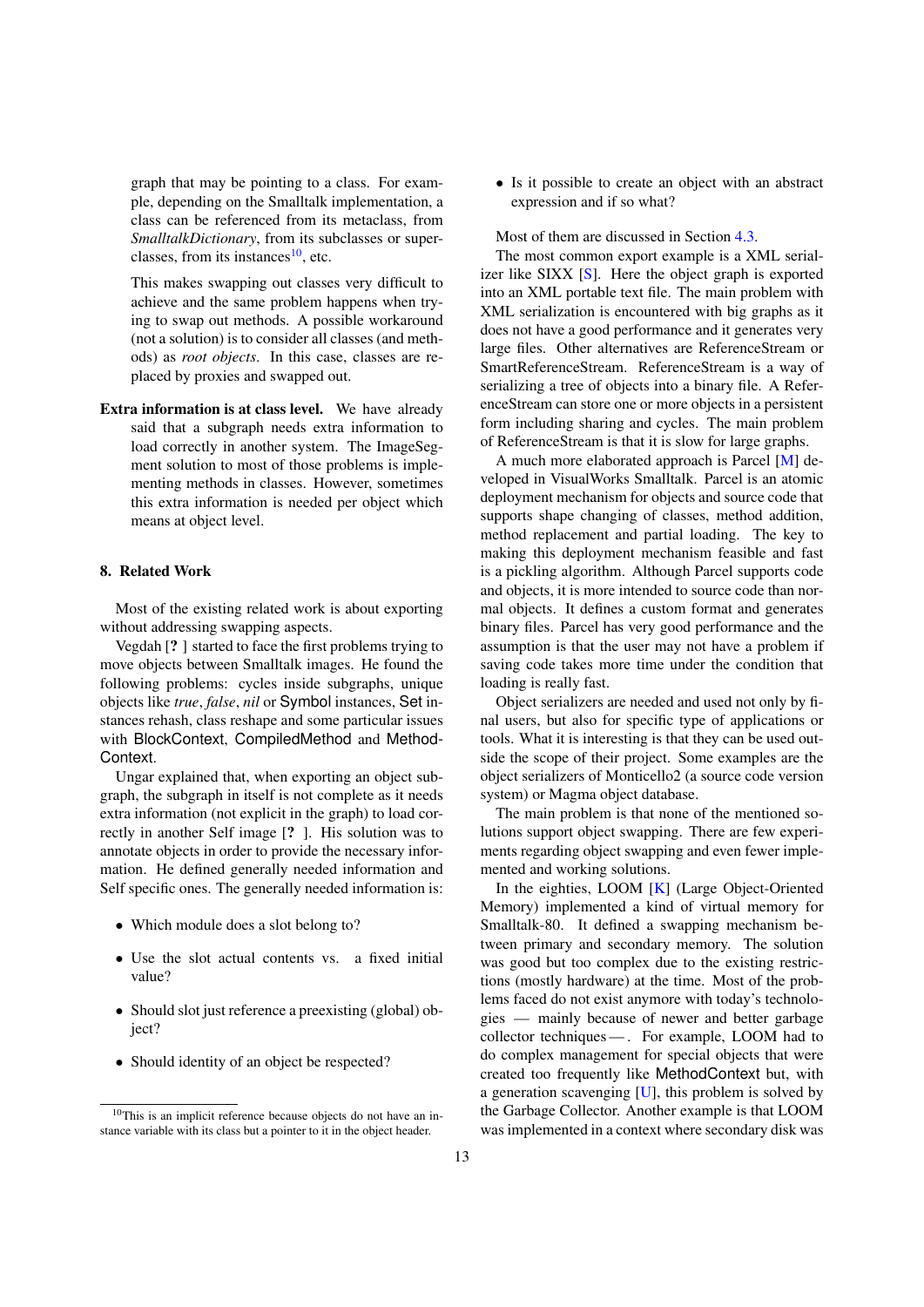graph that may be pointing to a class. For example, depending on the Smalltalk implementation, a class can be referenced from its metaclass, from *SmalltalkDictionary*, from its subclasses or superclasses, from its instances[10], etc.

This makes swapping out classes very difficult to achieve and the same problem happens when trying to swap out methods. A possible workaround (not a solution) is to consider all classes (and methods) as *root objects*. In this case, classes are replaced by proxies and swapped out.

**Extra information is at class level.** We have already said that a subgraph needs extra information to load correctly in another system. The ImageSegment solution to most of those problems is implementing methods in classes. However, sometimes this extra information is needed per object which means at object level.

## 8. Related Work

Most of the existing related work is about exporting without addressing swapping aspects.

Vegdah [? ] started to face the first problems trying to move objects between Smalltalk images. He found the following problems: cycles inside subgraphs, unique objects like *true*, *false*, *nil* or Symbol instances, Set instances rehash, class reshape and some particular issues with BlockContext, CompiledMethod and MethodContext.

Ungar explained that, when exporting an object subgraph, the subgraph in itself is not complete as it needs extra information (not explicit in the graph) to load correctly in another Self image [? ]. His solution was to annotate objects in order to provide the necessary information. He defined generally needed information and Self specific ones. The generally needed information is:

- Which module does a slot belong to?
- Use the slot actual contents vs. a fixed initial value?
- Should slot just reference a preexisting (global) object?
- Should identity of an object be respected?
- Is it possible to create an object with an abstract expression and if so what?

Most of them are discussed in Section 4.3.

The most common export example is a XML serializer like SIXX [S]. Here the object graph is exported into an XML portable text file. The main problem with XML serialization is encountered with big graphs as it does not have a good performance and it generates very large files. Other alternatives are ReferenceStream or SmartReferenceStream. ReferenceStream is a way of serializing a tree of objects into a binary file. A ReferenceStream can store one or more objects in a persistent form including sharing and cycles. The main problem of ReferenceStream is that it is slow for large graphs.

A much more elaborated approach is Parcel [M] developed in VisualWorks Smalltalk. Parcel is an atomic deployment mechanism for objects and source code that supports shape changing of classes, method addition, method replacement and partial loading. The key to making this deployment mechanism feasible and fast is a pickling algorithm. Although Parcel supports code and objects, it is more intended to source code than normal objects. It defines a custom format and generates binary files. Parcel has very good performance and the assumption is that the user may not have a problem if saving code takes more time under the condition that loading is really fast.

Object serializers are needed and used not only by final users, but also for specific type of applications or tools. What it is interesting is that they can be used outside the scope of their project. Some examples are the object serializers of Monticello2 (a source code version system) or Magma object database.

The main problem is that none of the mentioned solutions support object swapping. There are few experiments regarding object swapping and even fewer implemented and working solutions.

In the eighties, LOOM [K] (Large Object-Oriented Memory) implemented a kind of virtual memory for Smalltalk-80. It defined a swapping mechanism between primary and secondary memory. The solution was good but too complex due to the existing restrictions (mostly hardware) at the time. Most of the problems faced do not exist anymore with today's technologies — mainly because of newer and better garbage collector techniques — . For example, LOOM had to do complex management for special objects that were created too frequently like MethodContext but, with a generation scavenging [U], this problem is solved by the Garbage Collector. Another example is that LOOM was implemented in a context where secondary disk was

[10] This is an implicit reference because objects do not have an instance variable with its class but a pointer to it in the object header.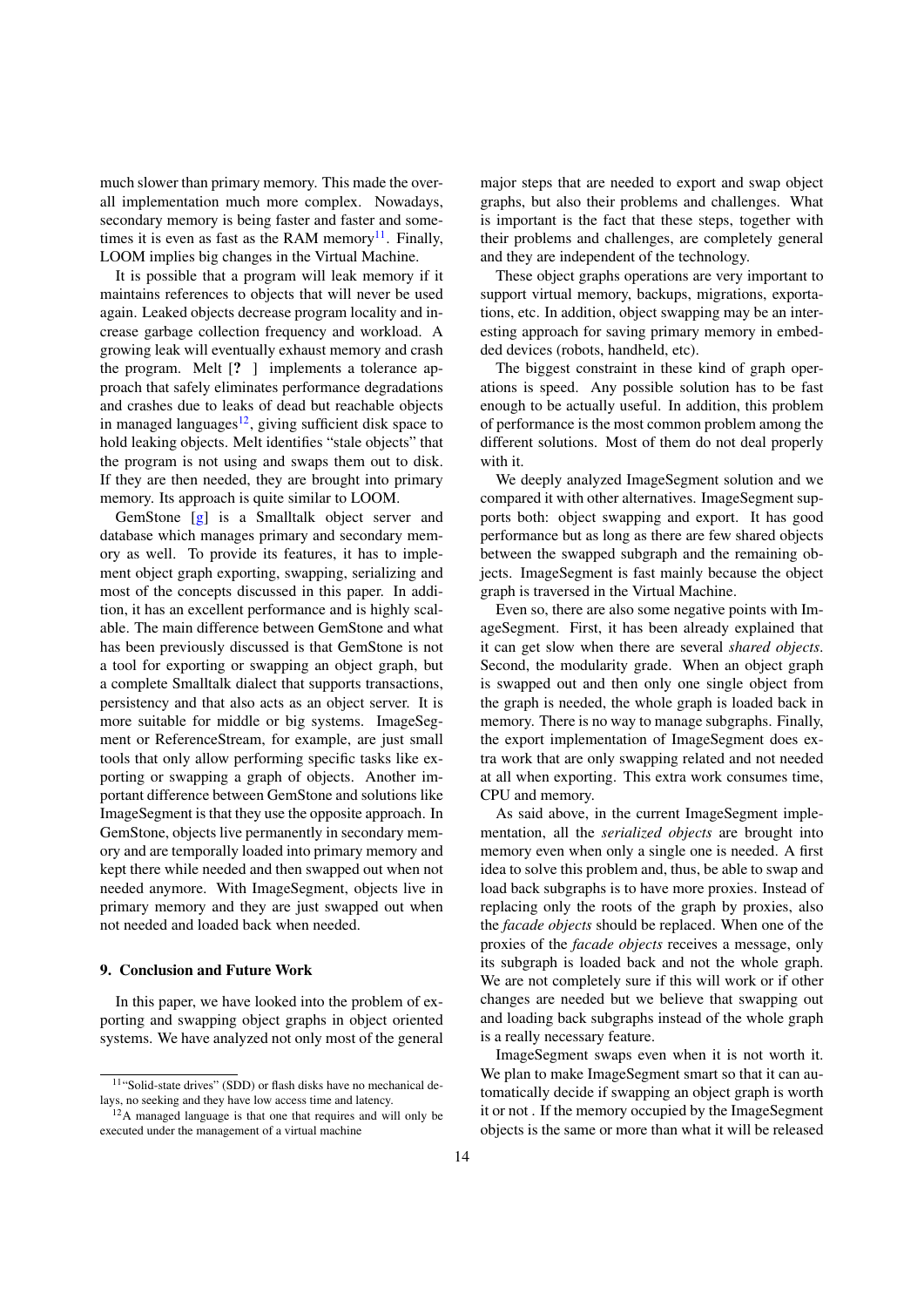much slower than primary memory. This made the overall implementation much more complex. Nowadays, secondary memory is being faster and faster and sometimes it is even as fast as the RAM memory[11]. Finally, LOOM implies big changes in the Virtual Machine.

It is possible that a program will leak memory if it maintains references to objects that will never be used again. Leaked objects decrease program locality and increase garbage collection frequency and workload. A growing leak will eventually exhaust memory and crash the program. Melt [? ] implements a tolerance approach that safely eliminates performance degradations and crashes due to leaks of dead but reachable objects in managed languages[12], giving sufficient disk space to hold leaking objects. Melt identifies "stale objects" that the program is not using and swaps them out to disk. If they are then needed, they are brought into primary memory. Its approach is quite similar to LOOM.

GemStone [g] is a Smalltalk object server and database which manages primary and secondary memory as well. To provide its features, it has to implement object graph exporting, swapping, serializing and most of the concepts discussed in this paper. In addition, it has an excellent performance and is highly scalable. The main difference between GemStone and what has been previously discussed is that GemStone is not a tool for exporting or swapping an object graph, but a complete Smalltalk dialect that supports transactions, persistency and that also acts as an object server. It is more suitable for middle or big systems. ImageSegment or ReferenceStream, for example, are just small tools that only allow performing specific tasks like exporting or swapping a graph of objects. Another important difference between GemStone and solutions like ImageSegment is that they use the opposite approach. In GemStone, objects live permanently in secondary memory and are temporally loaded into primary memory and kept there while needed and then swapped out when not needed anymore. With ImageSegment, objects live in primary memory and they are just swapped out when not needed and loaded back when needed.

## 9. Conclusion and Future Work

In this paper, we have looked into the problem of exporting and swapping object graphs in object oriented systems. We have analyzed not only most of the general major steps that are needed to export and swap object graphs, but also their problems and challenges. What is important is the fact that these steps, together with their problems and challenges, are completely general and they are independent of the technology.

These object graphs operations are very important to support virtual memory, backups, migrations, exportations, etc. In addition, object swapping may be an interesting approach for saving primary memory in embedded devices (robots, handheld, etc).

The biggest constraint in these kind of graph operations is speed. Any possible solution has to be fast enough to be actually useful. In addition, this problem of performance is the most common problem among the different solutions. Most of them do not deal properly with it.

We deeply analyzed ImageSegment solution and we compared it with other alternatives. ImageSegment supports both: object swapping and export. It has good performance but as long as there are few shared objects between the swapped subgraph and the remaining objects. ImageSegment is fast mainly because the object graph is traversed in the Virtual Machine.

Even so, there are also some negative points with ImageSegment. First, it has been already explained that it can get slow when there are several *shared objects*. Second, the modularity grade. When an object graph is swapped out and then only one single object from the graph is needed, the whole graph is loaded back in memory. There is no way to manage subgraphs. Finally, the export implementation of ImageSegment does extra work that are only swapping related and not needed at all when exporting. This extra work consumes time, CPU and memory.

As said above, in the current ImageSegment implementation, all the *serialized objects* are brought into memory even when only a single one is needed. A first idea to solve this problem and, thus, be able to swap and load back subgraphs is to have more proxies. Instead of replacing only the roots of the graph by proxies, also the *facade objects* should be replaced. When one of the proxies of the *facade objects* receives a message, only its subgraph is loaded back and not the whole graph. We are not completely sure if this will work or if other changes are needed but we believe that swapping out and loading back subgraphs instead of the whole graph is a really necessary feature.

ImageSegment swaps even when it is not worth it. We plan to make ImageSegment smart so that it can automatically decide if swapping an object graph is worth it or not . If the memory occupied by the ImageSegment objects is the same or more than what it will be released

[11] "Solid-state drives" (SDD) or flash disks have no mechanical delays, no seeking and they have low access time and latency.

[12] A managed language is that one that requires and will only be executed under the management of a virtual machine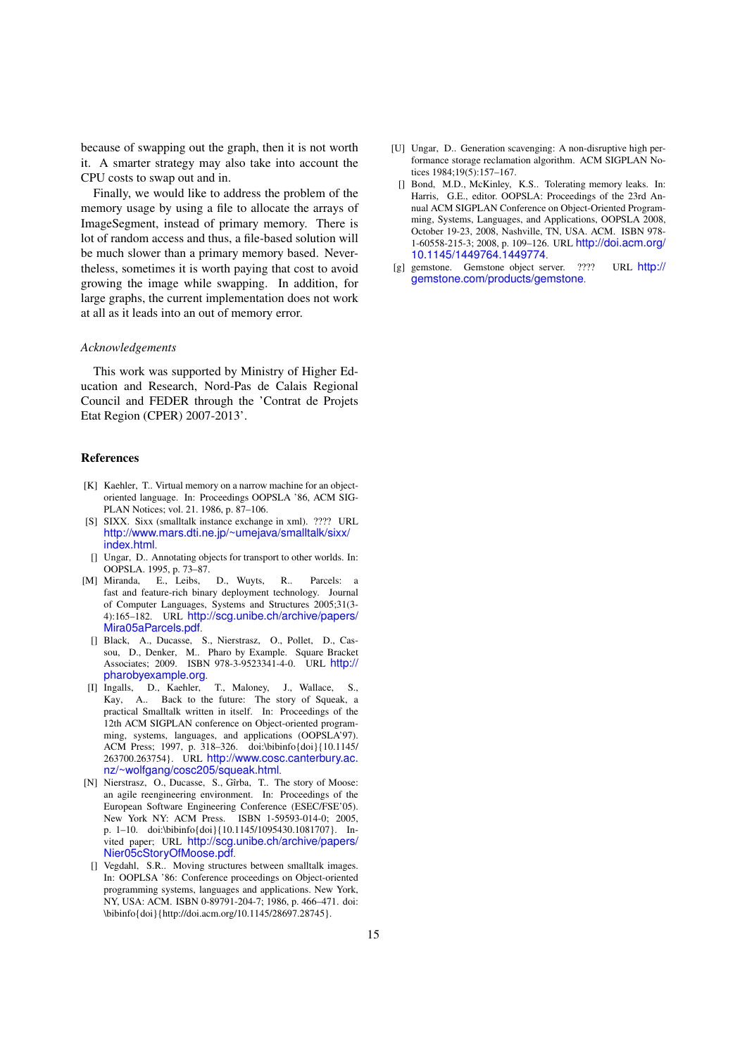because of swapping out the graph, then it is not worth it. A smarter strategy may also take into account the CPU costs to swap out and in.

Finally, we would like to address the problem of the memory usage by using a file to allocate the arrays of ImageSegment, instead of primary memory. There is lot of random access and thus, a file-based solution will be much slower than a primary memory based. Nevertheless, sometimes it is worth paying that cost to avoid growing the image while swapping. In addition, for large graphs, the current implementation does not work at all as it leads into an out of memory error.

### Acknowledgements

This work was supported by Ministry of Higher Education and Research, Nord-Pas de Calais Regional Council and FEDER through the 'Contrat de Projets Etat Region (CPER) 2007-2013'.

## References

[K] Kaehler, T.. Virtual memory on a narrow machine for an object-oriented language. In: Proceedings OOPSLA '86, ACM SIGPLAN Notices; vol. 21. 1986, p. 87–106.

[S] SIXX. Sixx (smalltalk instance exchange in xml). ???? URL http://www.mars.dti.ne.jp/~umejava/smalltalk/sixx/index.html.

[] Ungar, D.. Annotating objects for transport to other worlds. In: OOPSLA. 1995, p. 73–87.

[M] Miranda, E., Leibs, D., Wuyts, R.. Parcels: a fast and feature-rich binary deployment technology. Journal of Computer Languages, Systems and Structures 2005;31(3-4):165–182. URL http://scg.unibe.ch/archive/papers/Mira05aParcels.pdf.

[] Black, A., Ducasse, S., Nierstrasz, O., Pollet, D., Cassou, D., Denker, M.. Pharo by Example. Square Bracket Associates; 2009. ISBN 978-3-9523341-4-0. URL http://pharobyexample.org.

[I] Ingalls, D., Kaehler, T., Maloney, J., Wallace, S., Kay, A.. Back to the future: The story of Squeak, a practical Smalltalk written in itself. In: Proceedings of the 12th ACM SIGPLAN conference on Object-oriented programming, systems, languages, and applications (OOPSLA'97). ACM Press; 1997, p. 318–326. doi:\bibinfo{doi}{10.1145/263700.263754}. URL http://www.cosc.canterbury.ac.nz/~wolfgang/cosc205/squeak.html.

[N] Nierstrasz, O., Ducasse, S., Gîrba, T.. The story of Moose: an agile reengineering environment. In: Proceedings of the European Software Engineering Conference (ESEC/FSE'05). New York NY: ACM Press. ISBN 1-59593-014-0; 2005, p. 1–10. doi:\bibinfo{doi}{10.1145/1095430.1081707}. Invited paper; URL http://scg.unibe.ch/archive/papers/Nier05cStoryOfMoose.pdf.

[] Vegdahl, S.R.. Moving structures between smalltalk images. In: OOPLSA '86: Conference proceedings on Object-oriented programming systems, languages and applications. New York, NY, USA: ACM. ISBN 0-89791-204-7; 1986, p. 466–471. doi:\bibinfo{doi}{http://doi.acm.org/10.1145/28697.28745}.

[U] Ungar, D.. Generation scavenging: A non-disruptive high performance storage reclamation algorithm. ACM SIGPLAN Notices 1984;19(5):157–167.

[] Bond, M.D., McKinley, K.S.. Tolerating memory leaks. In: Harris, G.E., editor. OOPSLA: Proceedings of the 23rd Annual ACM SIGPLAN Conference on Object-Oriented Programming, Systems, Languages, and Applications, OOPSLA 2008, October 19-23, 2008, Nashville, TN, USA. ACM. ISBN 978-1-60558-215-3; 2008, p. 109–126. URL http://doi.acm.org/10.1145/1449764.1449774.

[g] gemstone. Gemstone object server. ???? URL http://gemstone.com/products/gemstone.